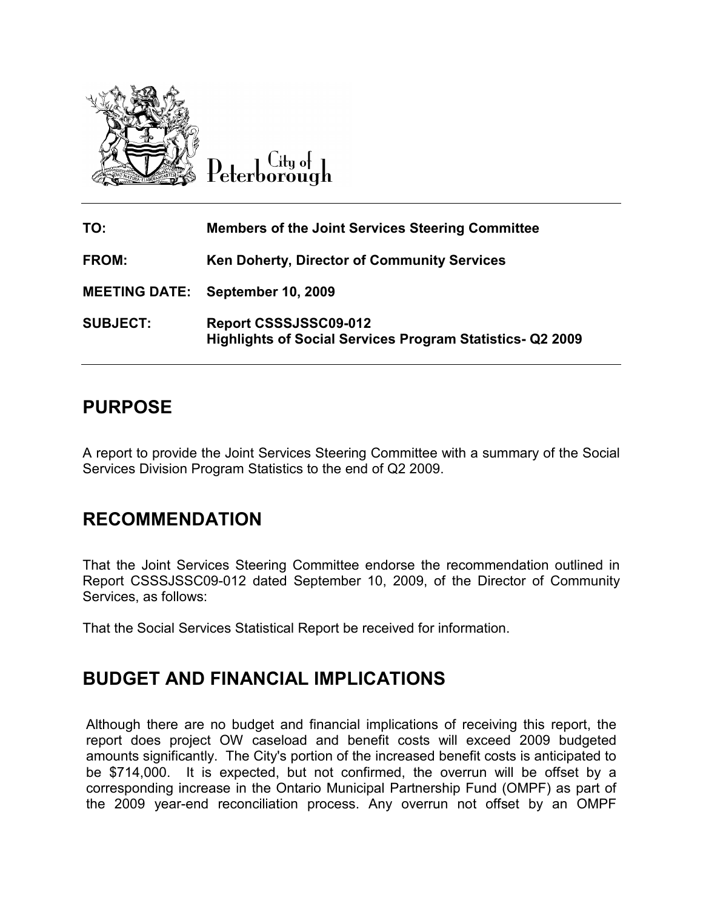City of Peterborough

| | |
|---|---|
| **TO:** | **Members of the Joint Services Steering Committee** |
| **FROM:** | **Ken Doherty, Director of Community Services** |
| **MEETING DATE:** | **September 10, 2009** |
| **SUBJECT:** | **Report CSSSJSSC09-012**<br>**Highlights of Social Services Program Statistics- Q2 2009** |

## PURPOSE

A report to provide the Joint Services Steering Committee with a summary of the Social Services Division Program Statistics to the end of Q2 2009.

## RECOMMENDATION

That the Joint Services Steering Committee endorse the recommendation outlined in Report CSSSJSSC09-012 dated September 10, 2009, of the Director of Community Services, as follows:

That the Social Services Statistical Report be received for information.

## BUDGET AND FINANCIAL IMPLICATIONS

Although there are no budget and financial implications of receiving this report, the report does project OW caseload and benefit costs will exceed 2009 budgeted amounts significantly. The City's portion of the increased benefit costs is anticipated to be $714,000. It is expected, but not confirmed, the overrun will be offset by a corresponding increase in the Ontario Municipal Partnership Fund (OMPF) as part of the 2009 year-end reconciliation process. Any overrun not offset by an OMPF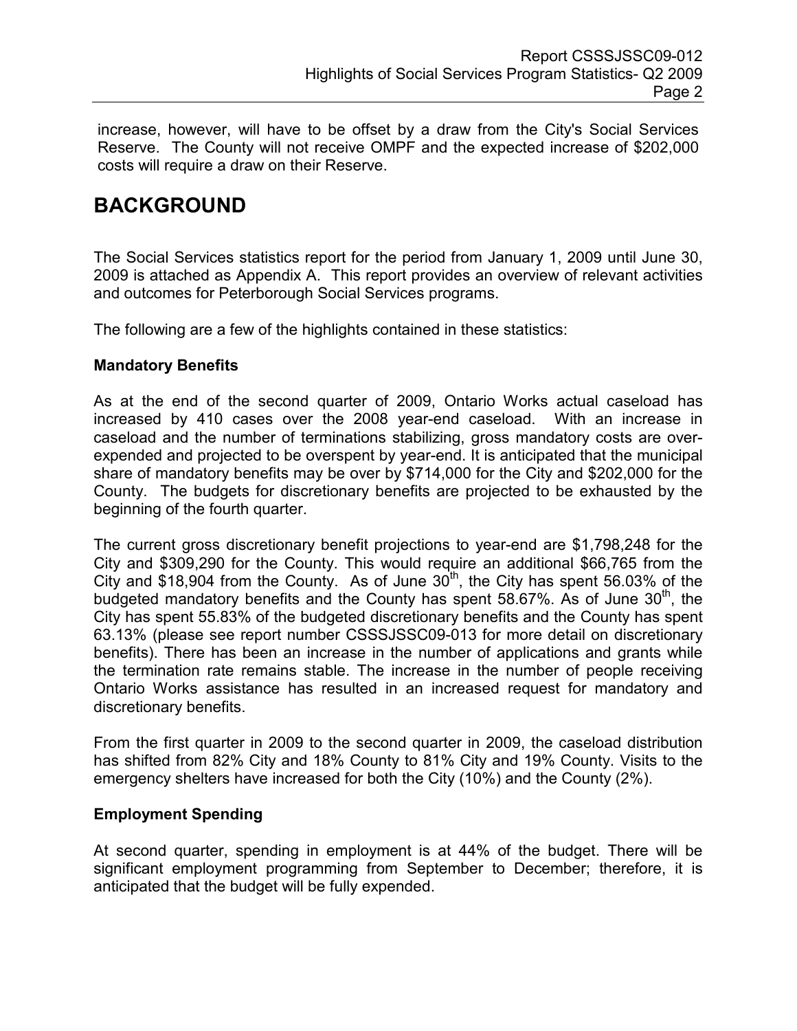increase, however, will have to be offset by a draw from the City's Social Services Reserve. The County will not receive OMPF and the expected increase of $202,000 costs will require a draw on their Reserve.

# BACKGROUND

The Social Services statistics report for the period from January 1, 2009 until June 30, 2009 is attached as Appendix A. This report provides an overview of relevant activities and outcomes for Peterborough Social Services programs.

The following are a few of the highlights contained in these statistics:

### Mandatory Benefits

As at the end of the second quarter of 2009, Ontario Works actual caseload has increased by 410 cases over the 2008 year-end caseload. With an increase in caseload and the number of terminations stabilizing, gross mandatory costs are over-expended and projected to be overspent by year-end. It is anticipated that the municipal share of mandatory benefits may be over by $714,000 for the City and $202,000 for the County. The budgets for discretionary benefits are projected to be exhausted by the beginning of the fourth quarter.

The current gross discretionary benefit projections to year-end are $1,798,248 for the City and $309,290 for the County. This would require an additional $66,765 from the City and $18,904 from the County. As of June 30th, the City has spent 56.03% of the budgeted mandatory benefits and the County has spent 58.67%. As of June 30th, the City has spent 55.83% of the budgeted discretionary benefits and the County has spent 63.13% (please see report number CSSSJSSC09-013 for more detail on discretionary benefits). There has been an increase in the number of applications and grants while the termination rate remains stable. The increase in the number of people receiving Ontario Works assistance has resulted in an increased request for mandatory and discretionary benefits.

From the first quarter in 2009 to the second quarter in 2009, the caseload distribution has shifted from 82% City and 18% County to 81% City and 19% County. Visits to the emergency shelters have increased for both the City (10%) and the County (2%).

### Employment Spending

At second quarter, spending in employment is at 44% of the budget. There will be significant employment programming from September to December; therefore, it is anticipated that the budget will be fully expended.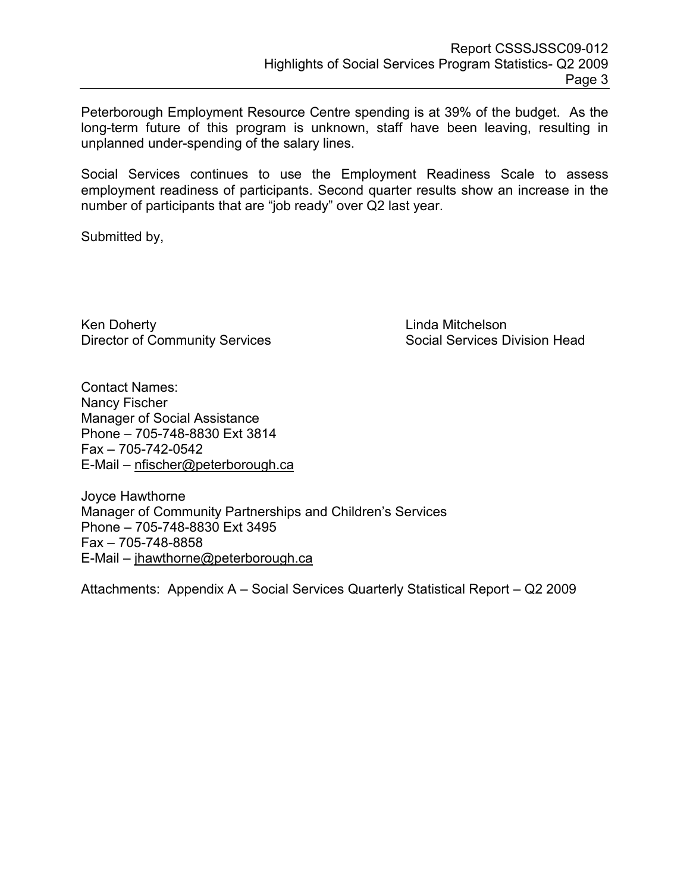Peterborough Employment Resource Centre spending is at 39% of the budget. As the long-term future of this program is unknown, staff have been leaving, resulting in unplanned under-spending of the salary lines.

Social Services continues to use the Employment Readiness Scale to assess employment readiness of participants. Second quarter results show an increase in the number of participants that are "job ready" over Q2 last year.

Submitted by,

Ken Doherty
Director of Community Services

Linda Mitchelson
Social Services Division Head

Contact Names:
Nancy Fischer
Manager of Social Assistance
Phone – 705-748-8830 Ext 3814
Fax – 705-742-0542
E-Mail – nfischer@peterborough.ca

Joyce Hawthorne
Manager of Community Partnerships and Children's Services
Phone – 705-748-8830 Ext 3495
Fax – 705-748-8858
E-Mail – jhawthorne@peterborough.ca

Attachments: Appendix A – Social Services Quarterly Statistical Report – Q2 2009